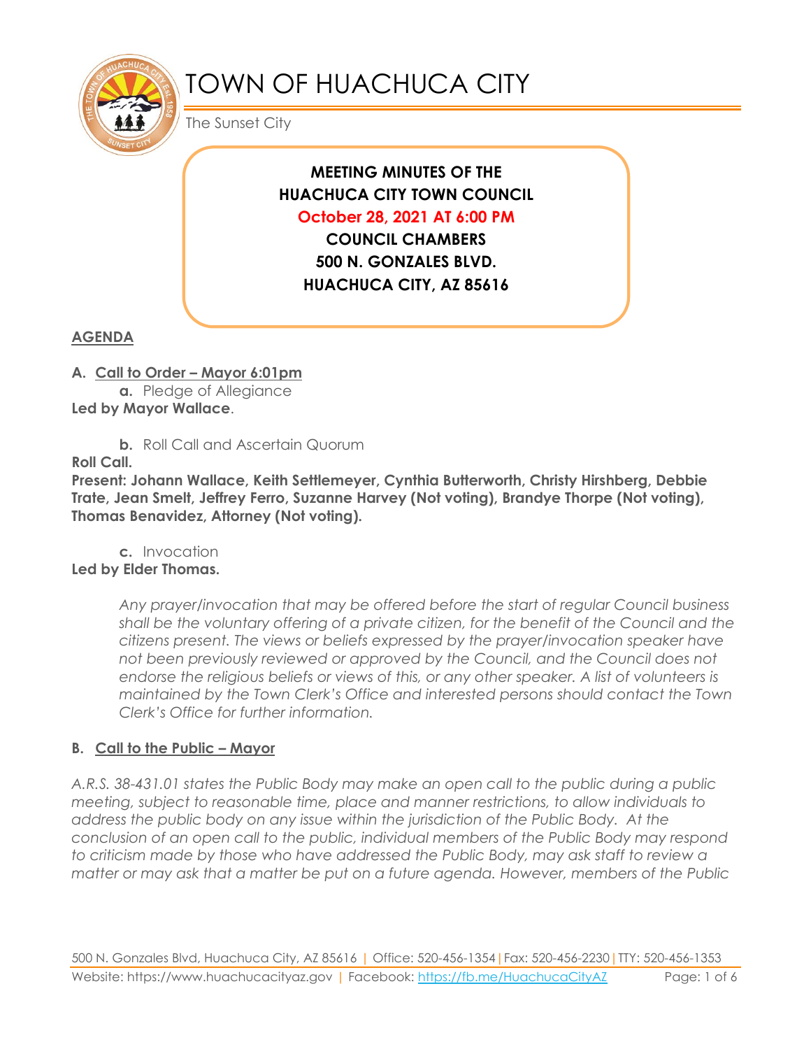# TOWN OF HUACHUCA CITY

The Sunset City

**MEETING MINUTES OF THE**
**HUACHUCA CITY TOWN COUNCIL**
**October 28, 2021 AT 6:00 PM**
**COUNCIL CHAMBERS**
**500 N. GONZALES BLVD.**
**HUACHUCA CITY, AZ 85616**

## AGENDA

**A. Call to Order – Mayor 6:01pm**

**a.** Pledge of Allegiance

**Led by Mayor Wallace**.

**b.** Roll Call and Ascertain Quorum

**Roll Call.**

**Present: Johann Wallace, Keith Settlemeyer, Cynthia Butterworth, Christy Hirshberg, Debbie Trate, Jean Smelt, Jeffrey Ferro, Suzanne Harvey (Not voting), Brandye Thorpe (Not voting), Thomas Benavidez, Attorney (Not voting).**

**c.** Invocation

**Led by Elder Thomas.**

*Any prayer/invocation that may be offered before the start of regular Council business shall be the voluntary offering of a private citizen, for the benefit of the Council and the citizens present. The views or beliefs expressed by the prayer/invocation speaker have not been previously reviewed or approved by the Council, and the Council does not endorse the religious beliefs or views of this, or any other speaker. A list of volunteers is maintained by the Town Clerk's Office and interested persons should contact the Town Clerk's Office for further information.*

**B. Call to the Public – Mayor**

*A.R.S. 38-431.01 states the Public Body may make an open call to the public during a public meeting, subject to reasonable time, place and manner restrictions, to allow individuals to address the public body on any issue within the jurisdiction of the Public Body. At the conclusion of an open call to the public, individual members of the Public Body may respond to criticism made by those who have addressed the Public Body, may ask staff to review a matter or may ask that a matter be put on a future agenda. However, members of the Public*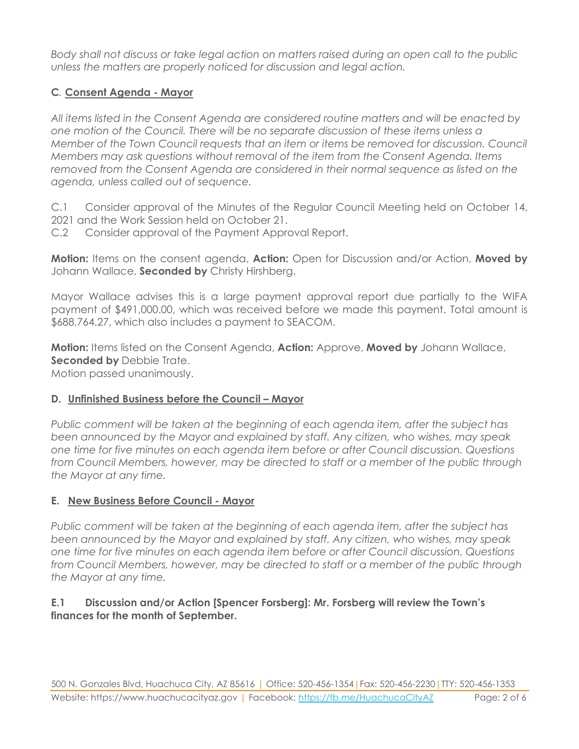*Body shall not discuss or take legal action on matters raised during an open call to the public unless the matters are properly noticed for discussion and legal action.*

### C. Consent Agenda - Mayor

*All items listed in the Consent Agenda are considered routine matters and will be enacted by one motion of the Council. There will be no separate discussion of these items unless a Member of the Town Council requests that an item or items be removed for discussion. Council Members may ask questions without removal of the item from the Consent Agenda. Items removed from the Consent Agenda are considered in their normal sequence as listed on the agenda, unless called out of sequence.*

C.1 Consider approval of the Minutes of the Regular Council Meeting held on October 14, 2021 and the Work Session held on October 21.

C.2 Consider approval of the Payment Approval Report.

**Motion:** Items on the consent agenda, **Action:** Open for Discussion and/or Action, **Moved by** Johann Wallace, **Seconded by** Christy Hirshberg.

Mayor Wallace advises this is a large payment approval report due partially to the WIFA payment of $491,000.00, which was received before we made this payment. Total amount is $688,764.27, which also includes a payment to SEACOM.

**Motion:** Items listed on the Consent Agenda, **Action:** Approve, **Moved by** Johann Wallace, **Seconded by** Debbie Trate.
Motion passed unanimously.

### D. Unfinished Business before the Council – Mayor

*Public comment will be taken at the beginning of each agenda item, after the subject has been announced by the Mayor and explained by staff. Any citizen, who wishes, may speak one time for five minutes on each agenda item before or after Council discussion. Questions from Council Members, however, may be directed to staff or a member of the public through the Mayor at any time.*

### E. New Business Before Council - Mayor

*Public comment will be taken at the beginning of each agenda item, after the subject has been announced by the Mayor and explained by staff. Any citizen, who wishes, may speak one time for five minutes on each agenda item before or after Council discussion. Questions from Council Members, however, may be directed to staff or a member of the public through the Mayor at any time.*

**E.1 Discussion and/or Action [Spencer Forsberg]: Mr. Forsberg will review the Town's finances for the month of September.**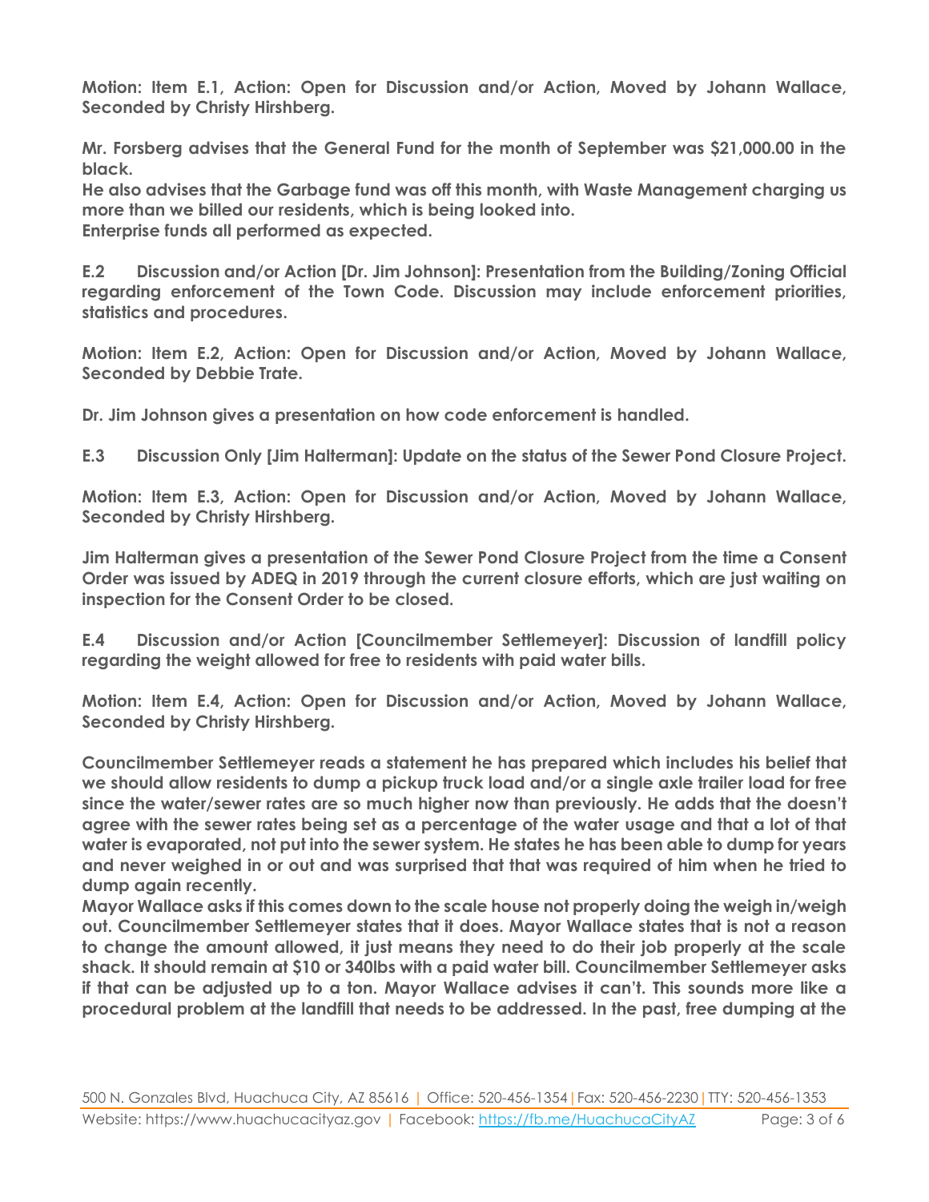**Motion: Item E.1, Action: Open for Discussion and/or Action, Moved by Johann Wallace, Seconded by Christy Hirshberg.**

**Mr. Forsberg advises that the General Fund for the month of September was $21,000.00 in the black.**
**He also advises that the Garbage fund was off this month, with Waste Management charging us more than we billed our residents, which is being looked into.**
**Enterprise funds all performed as expected.**

**E.2 Discussion and/or Action [Dr. Jim Johnson]: Presentation from the Building/Zoning Official regarding enforcement of the Town Code. Discussion may include enforcement priorities, statistics and procedures.**

**Motion: Item E.2, Action: Open for Discussion and/or Action, Moved by Johann Wallace, Seconded by Debbie Trate.**

**Dr. Jim Johnson gives a presentation on how code enforcement is handled.**

**E.3 Discussion Only [Jim Halterman]: Update on the status of the Sewer Pond Closure Project.**

**Motion: Item E.3, Action: Open for Discussion and/or Action, Moved by Johann Wallace, Seconded by Christy Hirshberg.**

**Jim Halterman gives a presentation of the Sewer Pond Closure Project from the time a Consent Order was issued by ADEQ in 2019 through the current closure efforts, which are just waiting on inspection for the Consent Order to be closed.**

**E.4 Discussion and/or Action [Councilmember Settlemeyer]: Discussion of landfill policy regarding the weight allowed for free to residents with paid water bills.**

**Motion: Item E.4, Action: Open for Discussion and/or Action, Moved by Johann Wallace, Seconded by Christy Hirshberg.**

**Councilmember Settlemeyer reads a statement he has prepared which includes his belief that we should allow residents to dump a pickup truck load and/or a single axle trailer load for free since the water/sewer rates are so much higher now than previously. He adds that the doesn't agree with the sewer rates being set as a percentage of the water usage and that a lot of that water is evaporated, not put into the sewer system. He states he has been able to dump for years and never weighed in or out and was surprised that that was required of him when he tried to dump again recently.**
**Mayor Wallace asks if this comes down to the scale house not properly doing the weigh in/weigh out. Councilmember Settlemeyer states that it does. Mayor Wallace states that is not a reason to change the amount allowed, it just means they need to do their job properly at the scale shack. It should remain at $10 or 340lbs with a paid water bill. Councilmember Settlemeyer asks if that can be adjusted up to a ton. Mayor Wallace advises it can't. This sounds more like a procedural problem at the landfill that needs to be addressed. In the past, free dumping at the**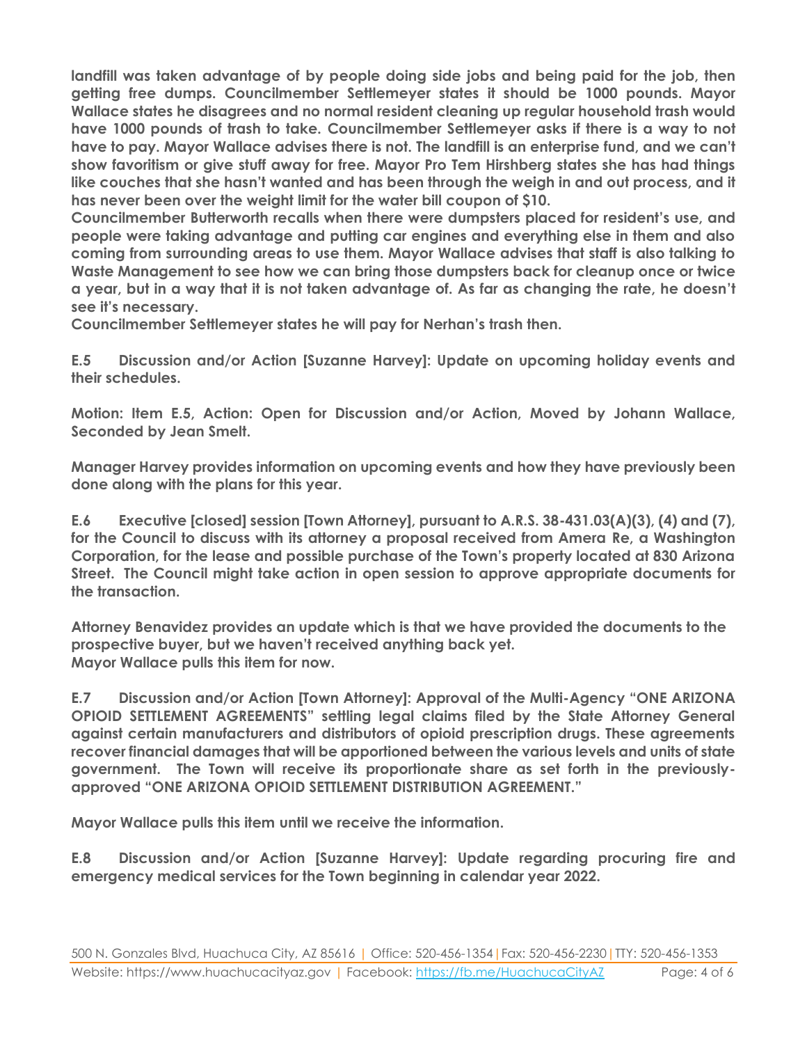**landfill was taken advantage of by people doing side jobs and being paid for the job, then getting free dumps. Councilmember Settlemeyer states it should be 1000 pounds. Mayor Wallace states he disagrees and no normal resident cleaning up regular household trash would have 1000 pounds of trash to take. Councilmember Settlemeyer asks if there is a way to not have to pay. Mayor Wallace advises there is not. The landfill is an enterprise fund, and we can't show favoritism or give stuff away for free. Mayor Pro Tem Hirshberg states she has had things like couches that she hasn't wanted and has been through the weigh in and out process, and it has never been over the weight limit for the water bill coupon of $10.**

**Councilmember Butterworth recalls when there were dumpsters placed for resident's use, and people were taking advantage and putting car engines and everything else in them and also coming from surrounding areas to use them. Mayor Wallace advises that staff is also talking to Waste Management to see how we can bring those dumpsters back for cleanup once or twice a year, but in a way that it is not taken advantage of. As far as changing the rate, he doesn't see it's necessary.**

**Councilmember Settlemeyer states he will pay for Nerhan's trash then.**

**E.5 Discussion and/or Action [Suzanne Harvey]: Update on upcoming holiday events and their schedules.**

**Motion: Item E.5, Action: Open for Discussion and/or Action, Moved by Johann Wallace, Seconded by Jean Smelt.**

**Manager Harvey provides information on upcoming events and how they have previously been done along with the plans for this year.**

**E.6 Executive [closed] session [Town Attorney], pursuant to A.R.S. 38-431.03(A)(3), (4) and (7), for the Council to discuss with its attorney a proposal received from Amera Re, a Washington Corporation, for the lease and possible purchase of the Town's property located at 830 Arizona Street. The Council might take action in open session to approve appropriate documents for the transaction.**

**Attorney Benavidez provides an update which is that we have provided the documents to the prospective buyer, but we haven't received anything back yet.**
**Mayor Wallace pulls this item for now.**

**E.7 Discussion and/or Action [Town Attorney]: Approval of the Multi-Agency "ONE ARIZONA OPIOID SETTLEMENT AGREEMENTS" settling legal claims filed by the State Attorney General against certain manufacturers and distributors of opioid prescription drugs. These agreements recover financial damages that will be apportioned between the various levels and units of state government. The Town will receive its proportionate share as set forth in the previously-approved "ONE ARIZONA OPIOID SETTLEMENT DISTRIBUTION AGREEMENT."**

**Mayor Wallace pulls this item until we receive the information.**

**E.8 Discussion and/or Action [Suzanne Harvey]: Update regarding procuring fire and emergency medical services for the Town beginning in calendar year 2022.**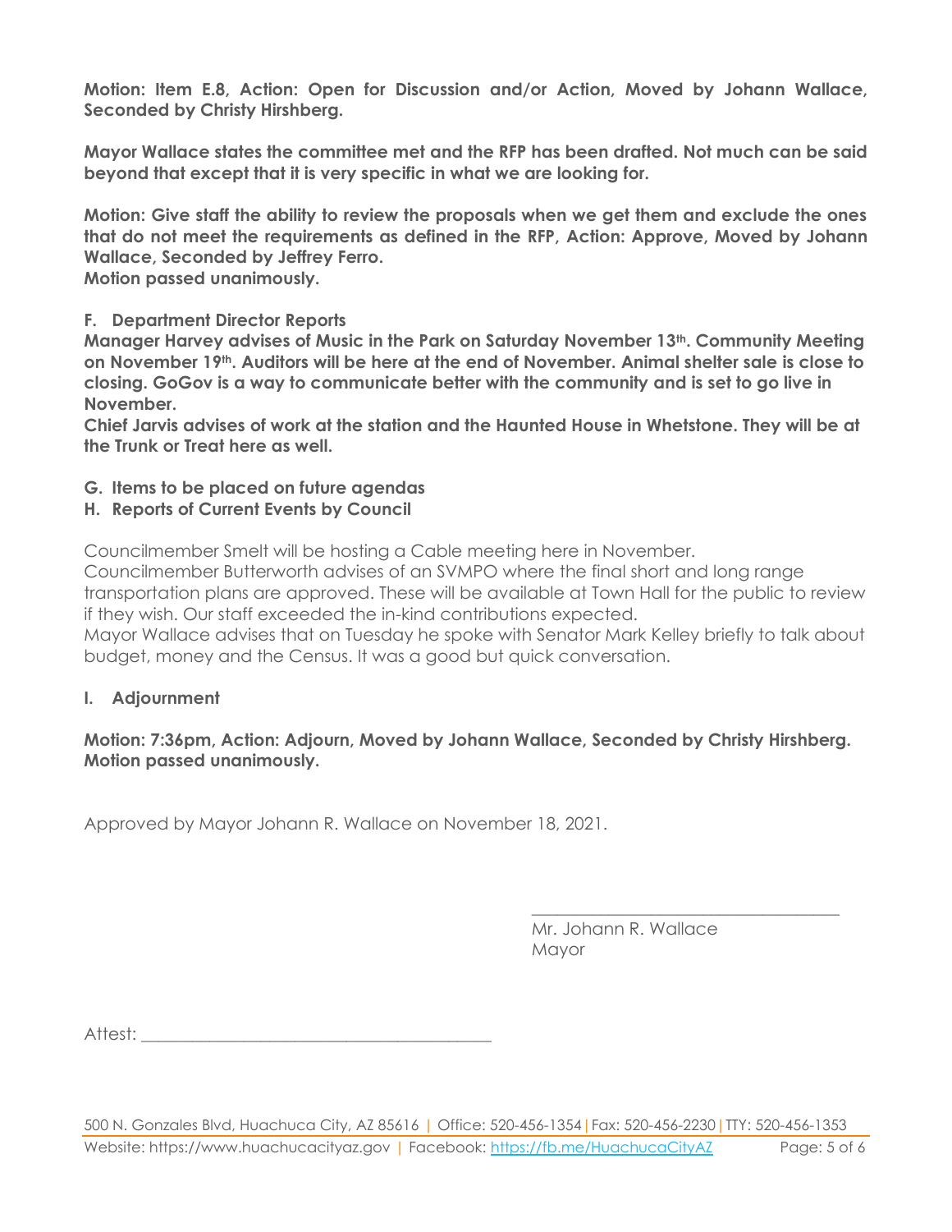**Motion: Item E.8, Action: Open for Discussion and/or Action, Moved by Johann Wallace, Seconded by Christy Hirshberg.**

**Mayor Wallace states the committee met and the RFP has been drafted. Not much can be said beyond that except that it is very specific in what we are looking for.**

**Motion: Give staff the ability to review the proposals when we get them and exclude the ones that do not meet the requirements as defined in the RFP, Action: Approve, Moved by Johann Wallace, Seconded by Jeffrey Ferro.**
**Motion passed unanimously.**

**F. Department Director Reports**
**Manager Harvey advises of Music in the Park on Saturday November 13th. Community Meeting on November 19th. Auditors will be here at the end of November. Animal shelter sale is close to closing. GoGov is a way to communicate better with the community and is set to go live in November.**
**Chief Jarvis advises of work at the station and the Haunted House in Whetstone. They will be at the Trunk or Treat here as well.**

**G. Items to be placed on future agendas**
**H. Reports of Current Events by Council**

Councilmember Smelt will be hosting a Cable meeting here in November.
Councilmember Butterworth advises of an SVMPO where the final short and long range transportation plans are approved. These will be available at Town Hall for the public to review if they wish. Our staff exceeded the in-kind contributions expected.
Mayor Wallace advises that on Tuesday he spoke with Senator Mark Kelley briefly to talk about budget, money and the Census. It was a good but quick conversation.

**I. Adjournment**

**Motion: 7:36pm, Action: Adjourn, Moved by Johann Wallace, Seconded by Christy Hirshberg.**
**Motion passed unanimously.**

Approved by Mayor Johann R. Wallace on November 18, 2021.

\_\_\_\_\_\_\_\_\_\_\_\_\_\_\_\_\_\_\_\_\_\_\_\_\_\_\_\_\_\_\_\_\_\_\_\_
Mr. Johann R. Wallace
Mayor

Attest: \_\_\_\_\_\_\_\_\_\_\_\_\_\_\_\_\_\_\_\_\_\_\_\_\_\_\_\_\_\_\_\_\_\_\_\_\_\_\_\_

500 N. Gonzales Blvd, Huachuca City, AZ 85616 | Office: 520-456-1354 | Fax: 520-456-2230 | TTY: 520-456-1353
Website: https://www.huachucacityaz.gov | Facebook: https://fb.me/HuachucaCityAZ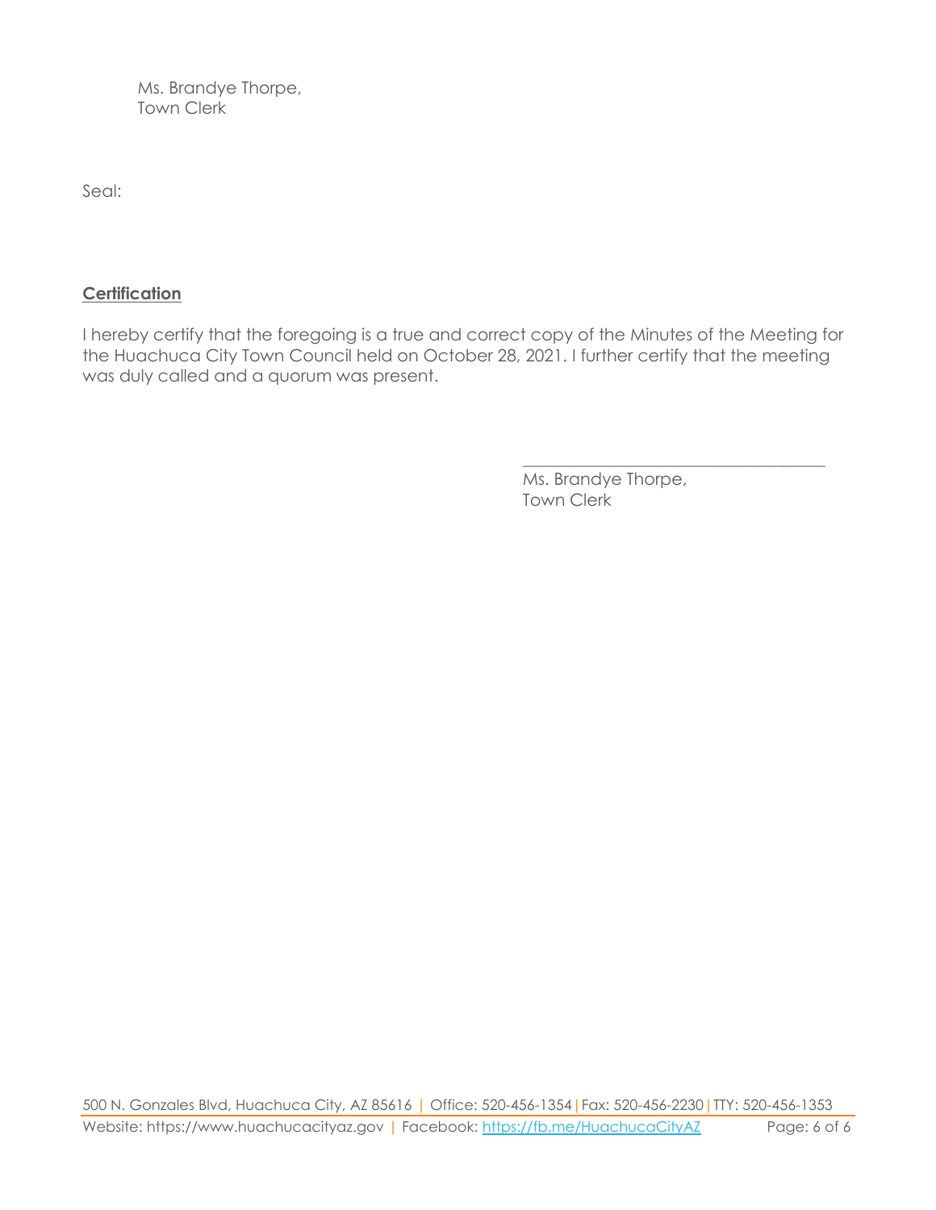Ms. Brandye Thorpe,
Town Clerk

Seal:

**Certification**

I hereby certify that the foregoing is a true and correct copy of the Minutes of the Meeting for the Huachuca City Town Council held on October 28, 2021. I further certify that the meeting was duly called and a quorum was present.

\_\_\_\_\_\_\_\_\_\_\_\_\_\_\_\_\_\_\_\_\_\_\_\_\_\_\_\_\_\_\_\_\_\_\_\_\_

Ms. Brandye Thorpe,
Town Clerk